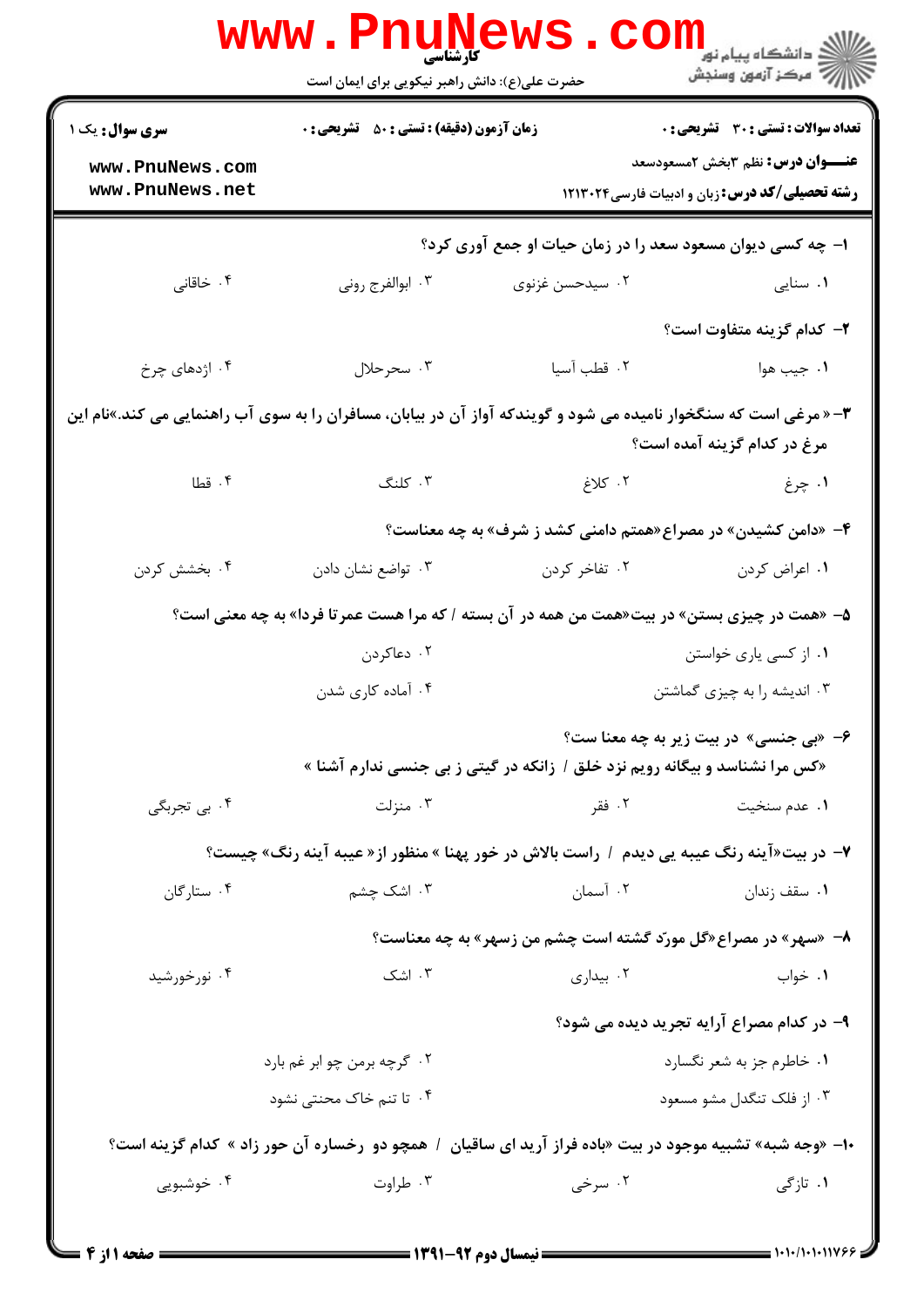کارشناسی

حضرت علی(ع): دانش راهبر نیکویی برای ایمان است

دانشگاه پیام نور
مرکز آزمون وسنجش

**سری سوال:** یک ۱
www.PnuNews.com
www.PnuNews.net

**زمان آزمون (دقیقه) : تستی : ۵۰ تشریحی : ۰**

**تعداد سوالات : تستی : ۳۰ تشریحی : ۰**

**عنـــوان درس:** نظم ۳بخش ۲مسعودسعد

**رشته تحصیلی/کد درس:** زبان و ادبیات فارسی۱۲۱۳۰۲۴

۱- چه کسی دیوان مسعود سعد را در زمان حیات او جمع آوری کرد؟

۱. سنایی ۲. سیدحسن غزنوی ۳. ابوالفرج رونی ۴. خاقانی

۲- کدام گزینه متفاوت است؟

۱. جیب هوا ۲. قطب آسیا ۳. سحرحلال ۴. اژدهای چرخ

۳- « مرغی است که سنگخوار نامیده می شود و گویندکه آواز آن در بیابان، مسافران را به سوی آب راهنمایی می کند.»نام این مرغ در کدام گزینه آمده است؟

۱. چرغ ۲. کلاغ ۳. کلنگ ۴. قطا

۴- «دامن کشیدن» در مصراع«همتم دامنی کشد ز شرف» به چه معناست؟

۱. اعراض کردن ۲. تفاخر کردن ۳. تواضع نشان دادن ۴. بخشش کردن

۵- «همت در چیزی بستن» در بیت«همت من همه در آن بسته / که مرا هست عمرتا فردا» به چه معنی است؟

۱. از کسی یاری خواستن ۲. دعاکردن
۳. اندیشه را به چیزی گماشتن ۴. آماده کاری شدن

۶- «بی جنسی» در بیت زیر به چه معنا ست؟

«کس مرا نشناسد و بیگانه رویم نزد خلق / زانکه در گیتی ز بی جنسی ندارم آشنا »

۱. عدم سنخیت ۲. فقر ۳. منزلت ۴. بی تجربگی

۷- در بیت«آینه رنگ عیبه یی دیدم / راست بالاش در خور پهنا » منظور از« عیبه آینه رنگ» چیست؟

۱. سقف زندان ۲. آسمان ۳. اشک چشم ۴. ستارگان

۸- «سهر» در مصراع«گل مورّد گشته است چشم من زسهر» به چه معناست؟

۱. خواب ۲. بیداری ۳. اشک ۴. نورخورشید

۹- در کدام مصراع آرایه تجرید دیده می شود؟

۱. خاطرم جز به شعر نگسارد ۲. گرچه برمن چو ابر غم بارد
۳. از فلک تنگدل مشو مسعود ۴. تا تنم خاک محنتی نشود

۱۰- «وجه شبه» تشبیه موجود در بیت «باده فراز آرید ای ساقیان / همچو دو رخساره آن حور زاد » کدام گزینه است؟

۱. تازگی ۲. سرخی ۳. طراوت ۴. خوشبویی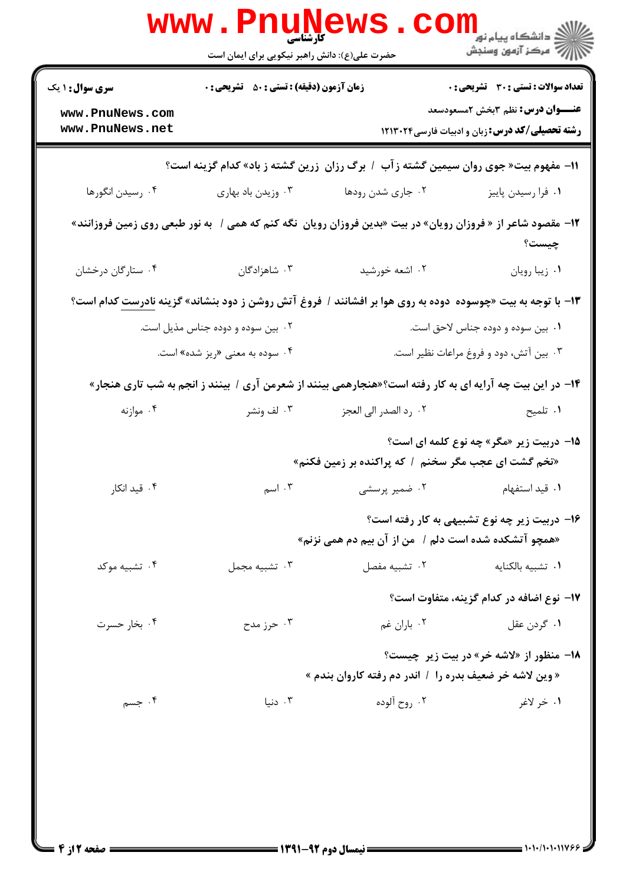**سری سوال:** ۱ یک

**زمان آزمون (دقیقه):** تستی: ۵۰ تشریحی: ۰

**تعداد سوالات:** تستی: ۳۰ تشریحی: ۰

**عنـــوان درس:** نظم ۳بخش ۲مسعودسعد

**رشته تحصیلی/کد درس:** زبان و ادبیات فارسی۱۲۱۳۰۲۴

**۱۱-** مفهوم بیت« جوی روان سیمین گشته زآب / برگ رزان زرین گشته ز باد» کدام گزینه است؟

۱. فرا رسیدن پاییز
۲. جاری شدن رودها
۳. وزیدن باد بهاری
۴. رسیدن انگورها

**۱۲-** مقصود شاعر از « فروزان رویان» در بیت «بدین فروزان رویان نگه کنم که همی / به نور طبعی روی زمین فروزانند» چیست؟

۱. زیبا رویان
۲. اشعه خورشید
۳. شاهزادگان
۴. ستارگان درخشان

**۱۳-** با توجه به بیت «چوسوده دوده به روی هوا بر افشانند / فروغ آتش روشن ز دود بنشاند» گزینه نادرست کدام است؟

۱. بین سوده و دوده جناس لاحق است.
۲. بین سوده و دوده جناس مذیل است.
۳. بین آتش، دود و فروغ مراعات نظیر است.
۴. سوده به معنی «ریز شده» است.

**۱۴-** در این بیت چه آرایه ای به کار رفته است؟«هنجارهمی بینند از شعرمن آری / بینند ز انجم به شب تاری هنجار»

۱. تلمیح
۲. رد الصدر الی العجز
۳. لف ونشر
۴. موازنه

**۱۵-** دربیت زیر «مگر» چه نوع کلمه ای است؟

«تخم گشت ای عجب مگر سخنم / که پراکنده بر زمین فکنم»

۱. قید استفهام
۲. ضمیر پرسشی
۳. اسم
۴. قید انکار

**۱۶-** دربیت زیر چه نوع تشبیهی به کار رفته است؟

«همچو آتشکده شده است دلم / من از آن بیم دم همی نزنم»

۱. تشبیه بالکنایه
۲. تشبیه مفصل
۳. تشبیه مجمل
۴. تشبیه موکد

**۱۷-** نوع اضافه در کدام گزینه، متفاوت است؟

۱. گردن عقل
۲. باران غم
۳. حرز مدح
۴. بخار حسرت

**۱۸-** منظور از «لاشه خر» در بیت زیر چیست؟

« وین لاشه خر ضعیف بدره را / اندر دم رفته کاروان بندم »

۱. خر لاغر
۲. روح آلوده
۳. دنیا
۴. جسم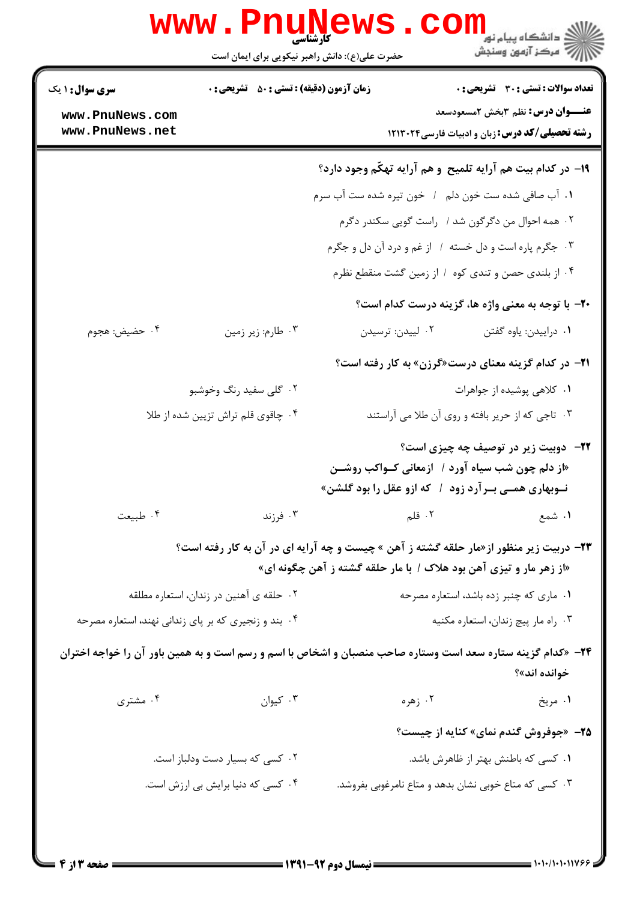**۱۹- در کدام بیت هم آرایه تلمیح و هم آرایه تهکّم وجود دارد؟**

۱. آب صافی شده ست خون دلم / خون تیره شده ست آب سرم

۲. همه احوال من دگرگون شد / راست گویی سکندر دگرم

۳. جگرم پاره است و دل خسته / از غم و درد آن دل و جگرم

۴. از بلندی حصن و تندی کوه / از زمین گشت منقطع نظرم

**۲۰- با توجه به معنی واژه ها، گزینه درست کدام است؟**

۱. دراییدن: یاوه گفتن

۲. لییدن: ترسیدن

۳. طارم: زیر زمین

۴. حضیض: هجوم

**۲۱- در کدام گزینه معنای درست«گرزن» به کار رفته است؟**

۱. کلاهی پوشیده از جواهرات

۲. گلی سفید رنگ وخوشبو

۳. تاجی که از حریر بافته و روی آن طلا می آراستند

۴. چاقوی قلم تراش تزیین شده از طلا

**۲۲- دوبیت زیر در توصیف چه چیزی است؟**

**«از دلم چون شب سیاه آورد / ازمعانی کـواکب روشـن**

**نـوبهاری همـی بـرآرد زود / که ازو عقل را بود گلشن»**

۱. شمع

۲. قلم

۳. فرزند

۴. طبیعت

**۲۳- دربیت زیر منظور از«مار حلقه گشته ز آهن » چیست و چه آرایه ای در آن به کار رفته است؟**

**«از زهر مار و تیزی آهن بود هلاک / با مار حلقه گشته ز آهن چگونه ای»**

۱. ماری که چنبر زده باشد، استعاره مصرحه

۲. حلقه ی آهنین در زندان، استعاره مطلقه

۳. راه مار پیچ زندان، استعاره مکنیه

۴. بند و زنجیری که بر پای زندانی نهند، استعاره مصرحه

**۲۴- «کدام گزینه ستاره سعد است وستاره صاحب منصبان و اشخاص با اسم و رسم است و به همین باور آن را خواجه اختران خوانده اند»؟**

۱. مریخ

۲. زهره

۳. کیوان

۴. مشتری

**۲۵- «جوفروش گندم نمای» کنایه از چیست؟**

۱. کسی که باطنش بهتر از ظاهرش باشد.

۲. کسی که بسیار دست ودلباز است.

۳. کسی که متاع خوبی نشان بدهد و متاع نامرغوبی بفروشد.

۴. کسی که دنیا برایش بی ارزش است.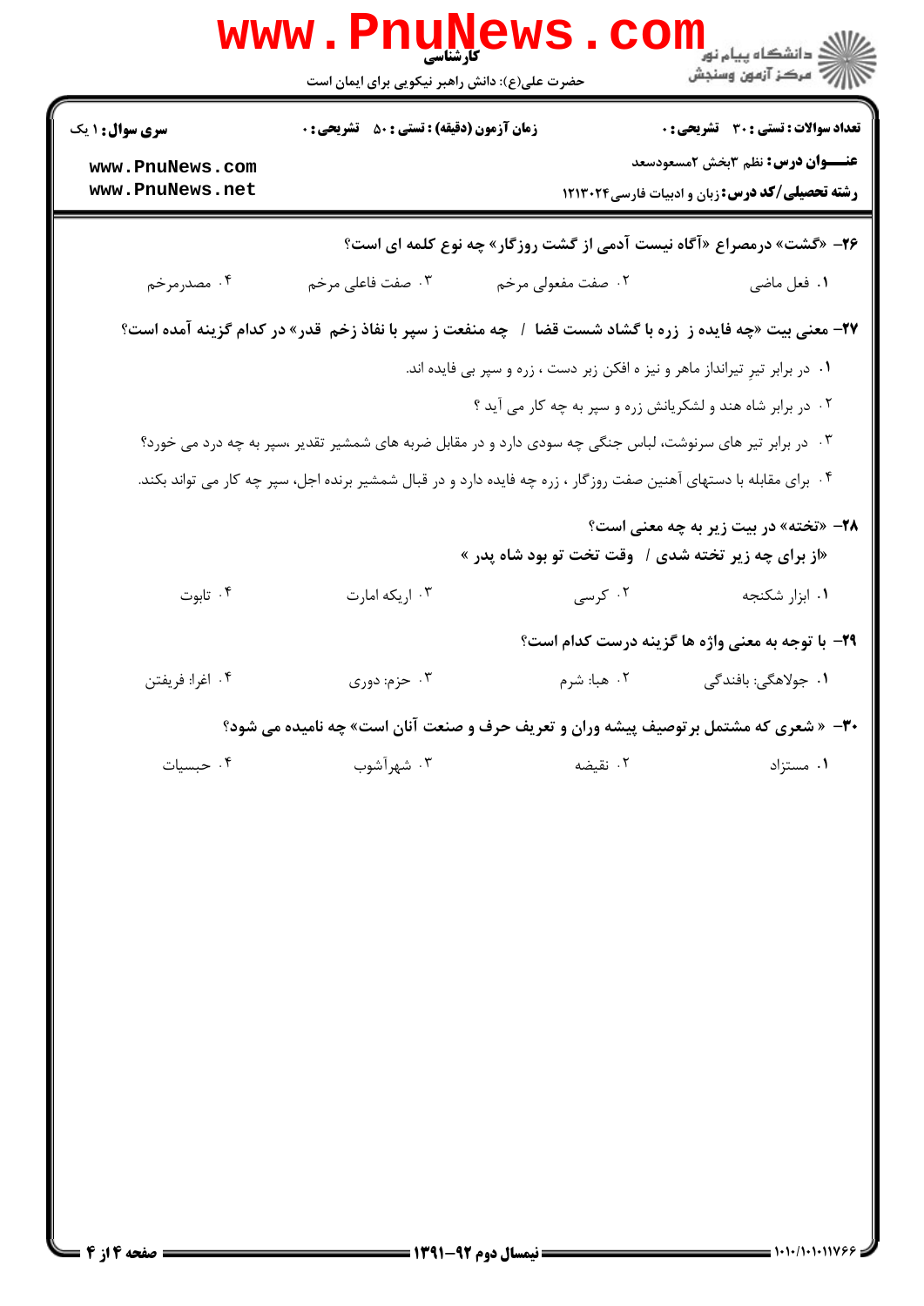**۲۶- «گشت» درمصراع «آگاه نیست آدمی از گشت روزگار» چه نوع کلمه ای است؟**

۱. فعل ماضی
۲. صفت مفعولی مرخم
۳. صفت فاعلی مرخم
۴. مصدرمرخم

**۲۷- معنی بیت «چه فایده ز زره با گشاد شست قضا / چه منفعت ز سپر با نفاذ زخم قدر» در کدام گزینه آمده است؟**

۱. در برابر تیرِ تیرانداز ماهر و نیز ه افکن زبر دست ، زره و سپر بی فایده اند.
۲. در برابر شاه هند و لشکریانش زره و سپر به چه کار می آید ؟
۳. در برابر تیر های سرنوشت، لباس جنگی چه سودی دارد و در مقابل ضربه های شمشیر تقدیر ،سپر به چه درد می خورد؟
۴. برای مقابله با دستهای آهنین صفت روزگار ، زره چه فایده دارد و در قبال شمشیر برنده اجل، سپر چه کار می تواند بکند.

**۲۸- «تخته» در بیت زیر به چه معنی است؟**

**«از برای چه زیر تخته شدی / وقت تخت تو بود شاه پدر »**

۱. ابزار شکنجه
۲. کرسی
۳. اریکه امارت
۴. تابوت

**۲۹- با توجه به معنی واژه ها گزینه درست کدام است؟**

۱. جولاهگی: بافندگی
۲. هبا: شرم
۳. حزم: دوری
۴. اغرا: فریفتن

**۳۰- « شعری که مشتمل برتوصیف پیشه وران و تعریف حرف و صنعت آنان است» چه نامیده می شود؟**

۱. مستزاد
۲. نقیضه
۳. شهرآشوب
۴. حبسیات